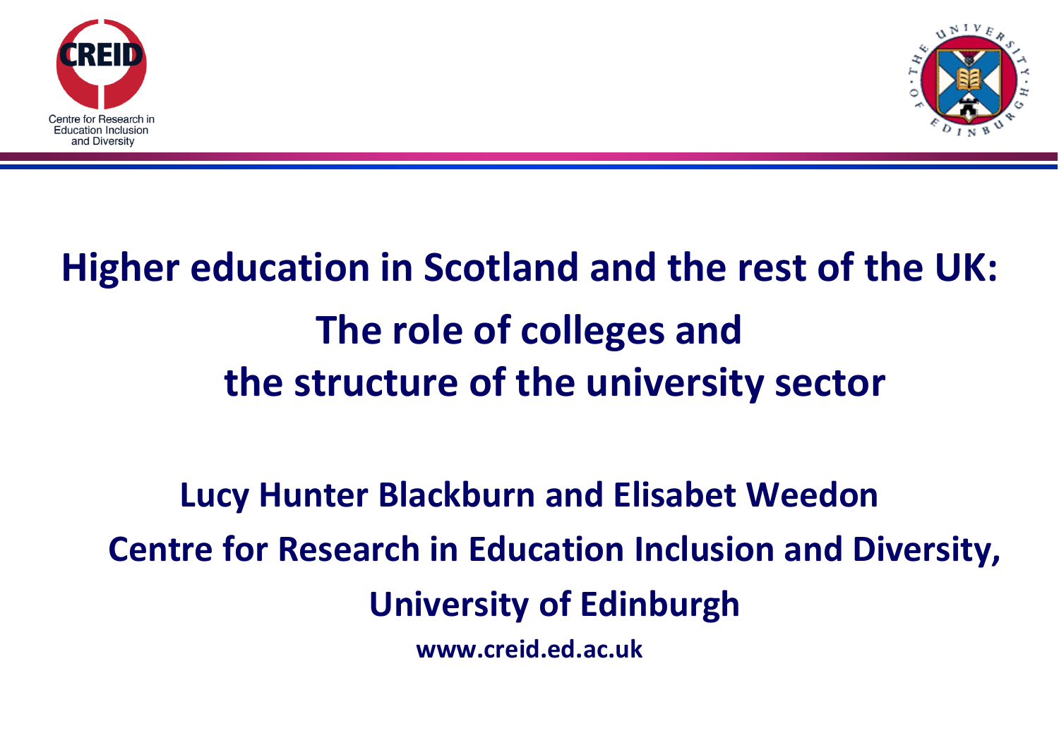Centre for Research in Education Inclusion and Diversity

# Higher education in Scotland and the rest of the UK: The role of colleges and the structure of the university sector

**Lucy Hunter Blackburn and Elisabet Weedon**

**Centre for Research in Education Inclusion and Diversity, University of Edinburgh**

**www.creid.ed.ac.uk**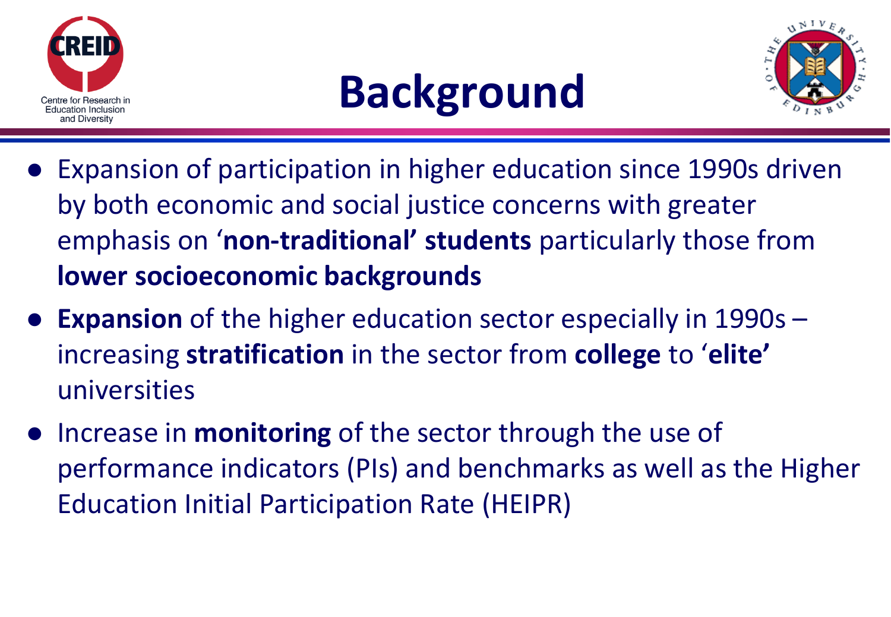# Background

- Expansion of participation in higher education since 1990s driven by both economic and social justice concerns with greater emphasis on '**non-traditional' students** particularly those from **lower socioeconomic backgrounds**
- **Expansion** of the higher education sector especially in 1990s – increasing **stratification** in the sector from **college** to '**elite'** universities
- Increase in **monitoring** of the sector through the use of performance indicators (PIs) and benchmarks as well as the Higher Education Initial Participation Rate (HEIPR)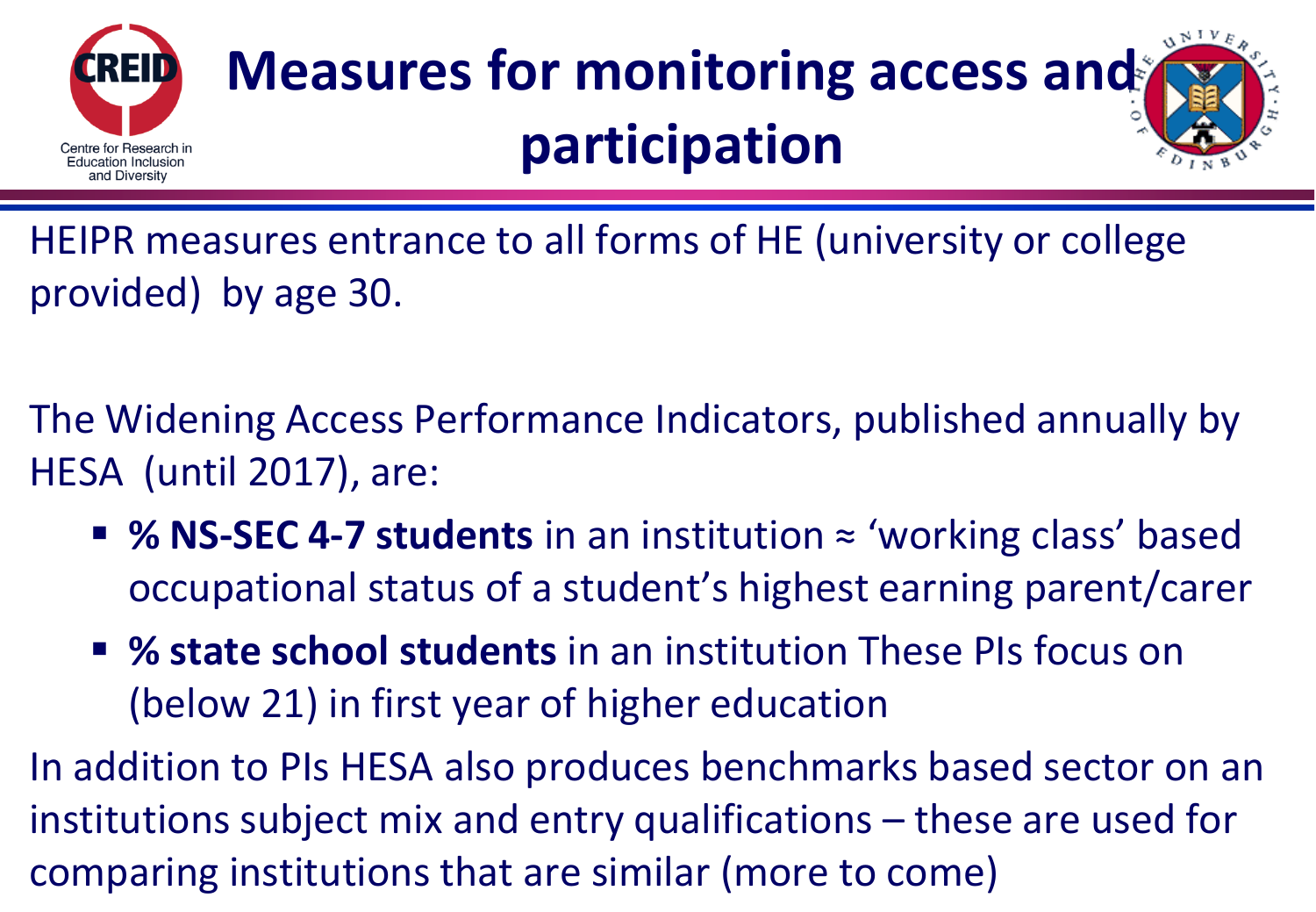# Measures for monitoring access and participation

HEIPR measures entrance to all forms of HE (university or college provided) by age 30.

The Widening Access Performance Indicators, published annually by HESA (until 2017), are:

- **% NS-SEC 4-7 students** in an institution ≈ 'working class' based occupational status of a student's highest earning parent/carer
- **% state school students** in an institution These PIs focus on (below 21) in first year of higher education

In addition to PIs HESA also produces benchmarks based sector on an institutions subject mix and entry qualifications – these are used for comparing institutions that are similar (more to come)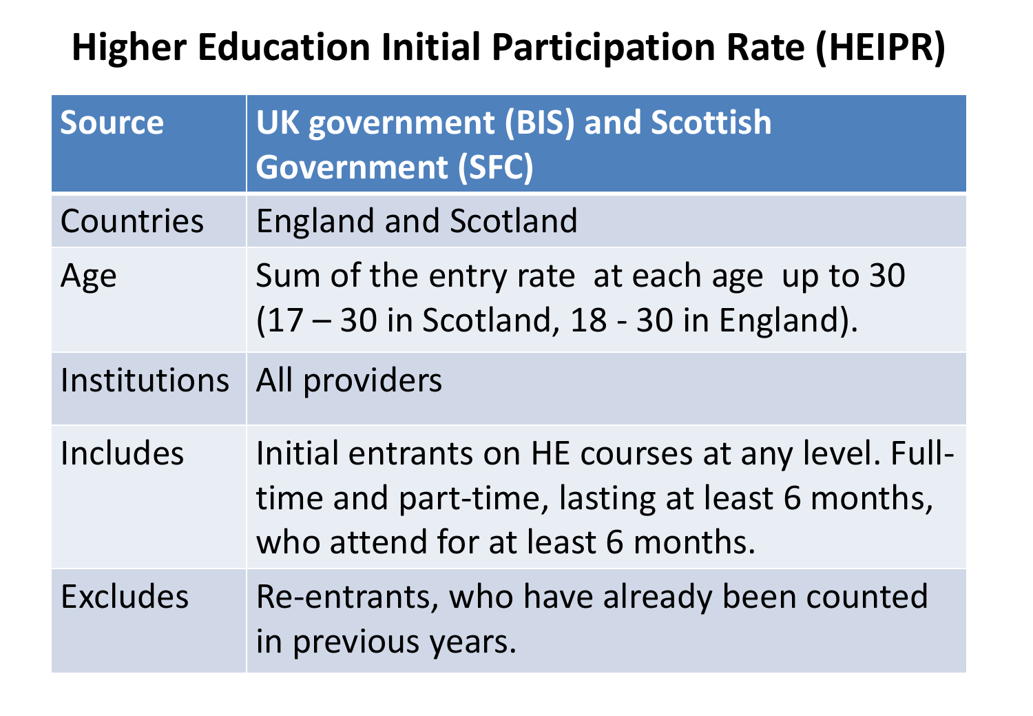# Higher Education Initial Participation Rate (HEIPR)

| Source | UK government (BIS) and Scottish Government (SFC) |
|---|---|
| Countries | England and Scotland |
| Age | Sum of the entry rate at each age up to 30 (17 – 30 in Scotland, 18 - 30 in England). |
| Institutions | All providers |
| Includes | Initial entrants on HE courses at any level. Full-time and part-time, lasting at least 6 months, who attend for at least 6 months. |
| Excludes | Re-entrants, who have already been counted in previous years. |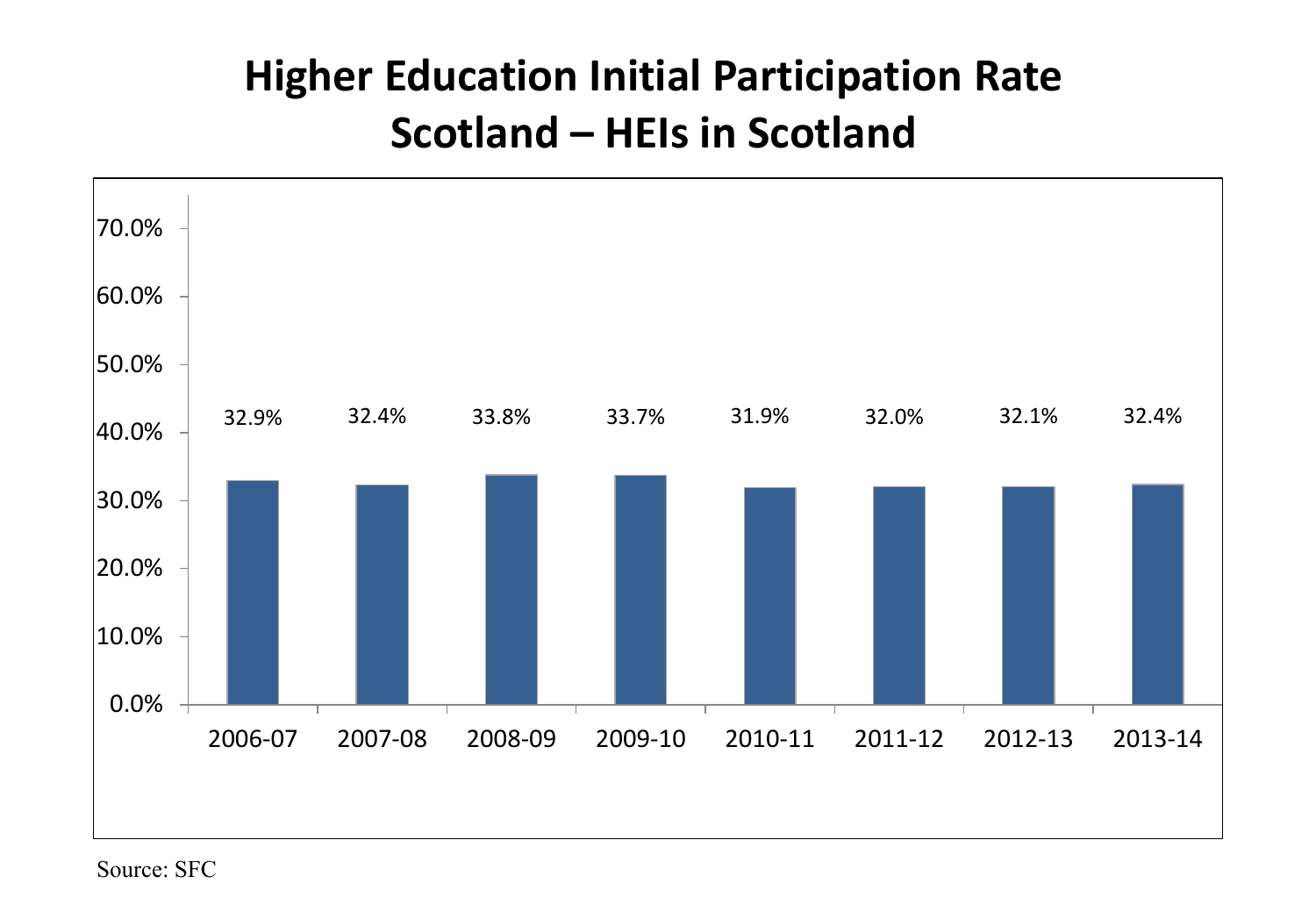# Higher Education Initial Participation Rate
# Scotland – HEIs in Scotland

| Year | Rate |
|---|---|
| 2006-07 | 32.9% |
| 2007-08 | 32.4% |
| 2008-09 | 33.8% |
| 2009-10 | 33.7% |
| 2010-11 | 31.9% |
| 2011-12 | 32.0% |
| 2012-13 | 32.1% |
| 2013-14 | 32.4% |

Source: SFC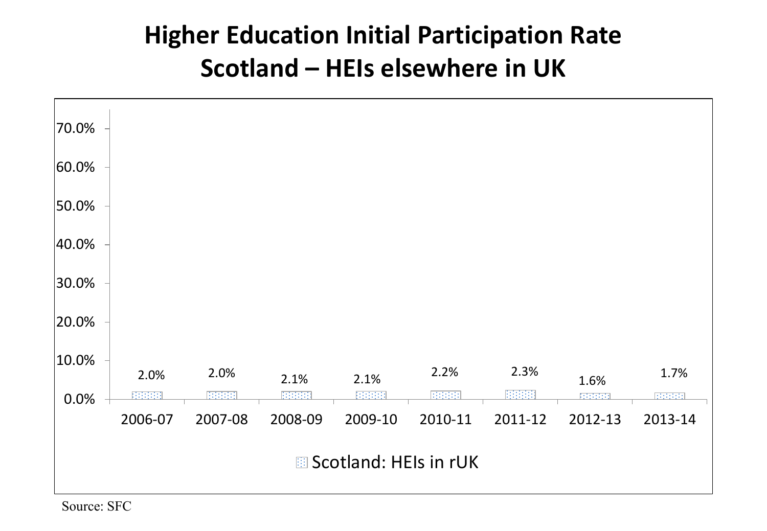# Higher Education Initial Participation Rate Scotland – HEIs elsewhere in UK

| | 2006-07 | 2007-08 | 2008-09 | 2009-10 | 2010-11 | 2011-12 | 2012-13 | 2013-14 |
|---|---|---|---|---|---|---|---|---|
| Scotland: HEIs in rUK | 2.0% | 2.0% | 2.1% | 2.1% | 2.2% | 2.3% | 1.6% | 1.7% |

Source: SFC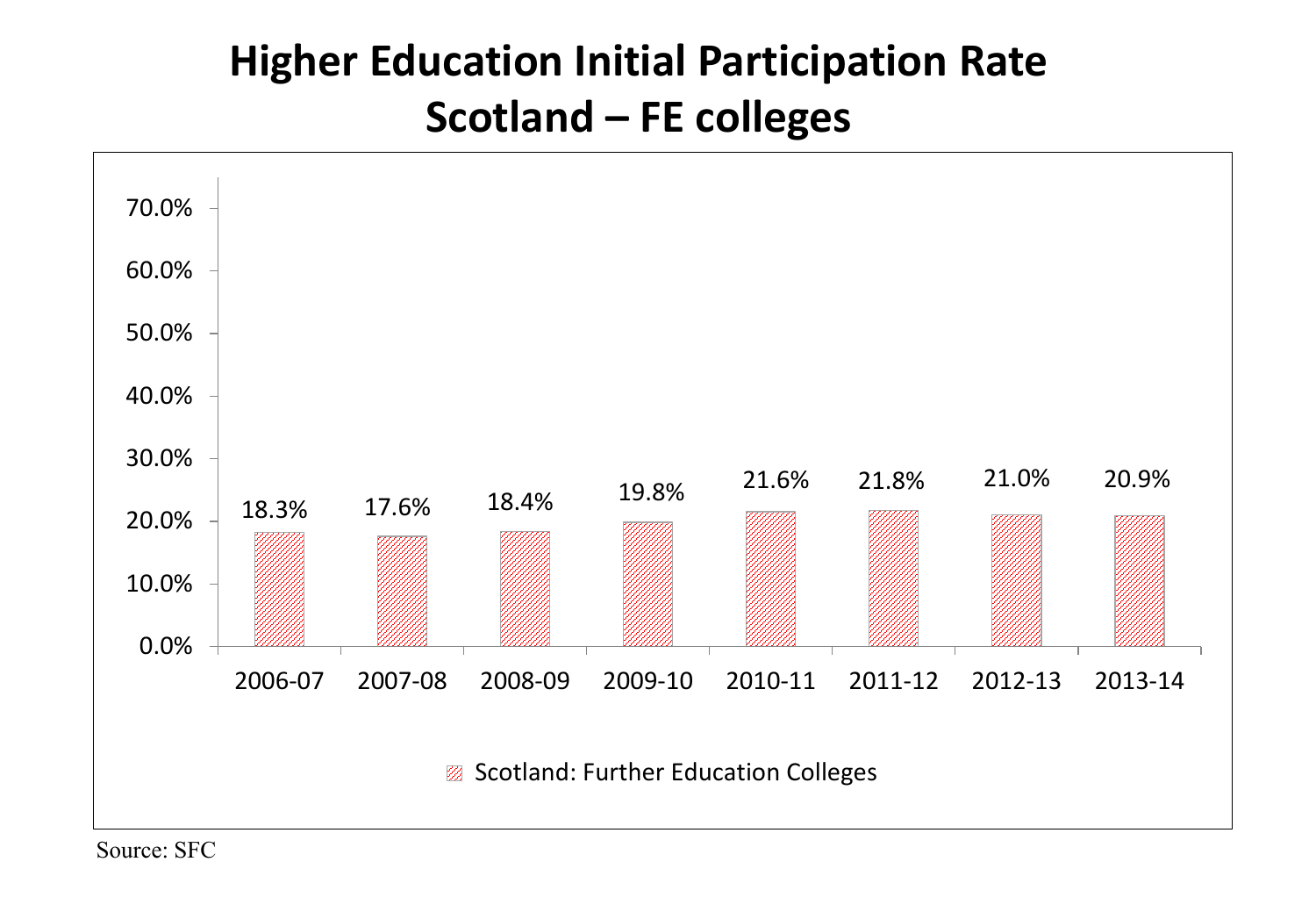# Higher Education Initial Participation Rate
# Scotland – FE colleges

| | Scotland: Further Education Colleges |
|---|---|
| 2006-07 | 18.3% |
| 2007-08 | 17.6% |
| 2008-09 | 18.4% |
| 2009-10 | 19.8% |
| 2010-11 | 21.6% |
| 2011-12 | 21.8% |
| 2012-13 | 21.0% |
| 2013-14 | 20.9% |

Source: SFC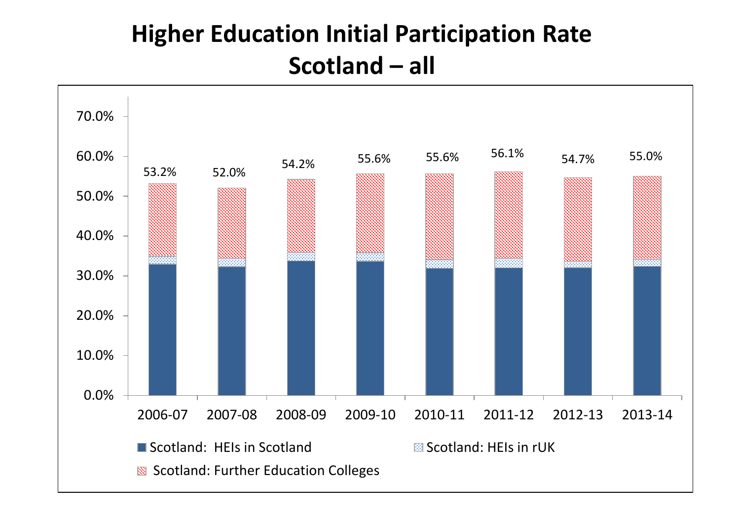# Higher Education Initial Participation Rate

## Scotland – all

| | 2006-07 | 2007-08 | 2008-09 | 2009-10 | 2010-11 | 2011-12 | 2012-13 | 2013-14 |
|---|---|---|---|---|---|---|---|---|
| Total | 53.2% | 52.0% | 54.2% | 55.6% | 55.6% | 56.1% | 54.7% | 55.0% |

Legend: Scotland: HEIs in Scotland; Scotland: HEIs in rUK; Scotland: Further Education Colleges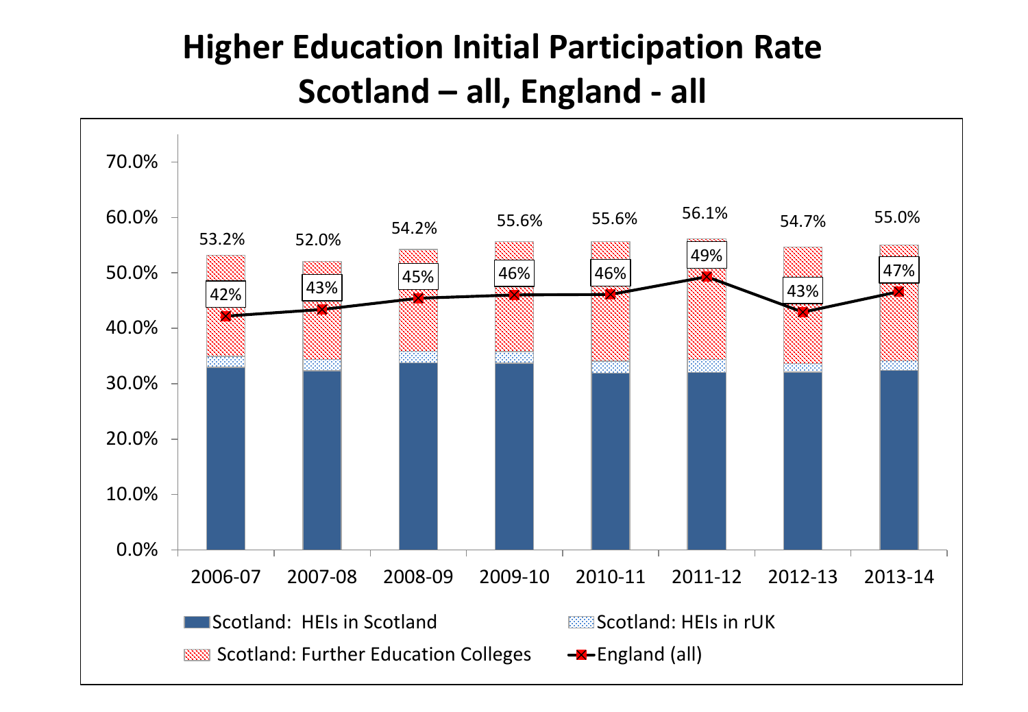# Higher Education Initial Participation Rate
# Scotland – all, England - all

| | 2006-07 | 2007-08 | 2008-09 | 2009-10 | 2010-11 | 2011-12 | 2012-13 | 2013-14 |
|---|---|---|---|---|---|---|---|---|
| Scotland (total) | 53.2% | 52.0% | 54.2% | 55.6% | 55.6% | 56.1% | 54.7% | 55.0% |
| England (all) | 42% | 43% | 45% | 46% | 46% | 49% | 43% | 47% |

Legend: Scotland: HEIs in Scotland; Scotland: HEIs in rUK; Scotland: Further Education Colleges; England (all)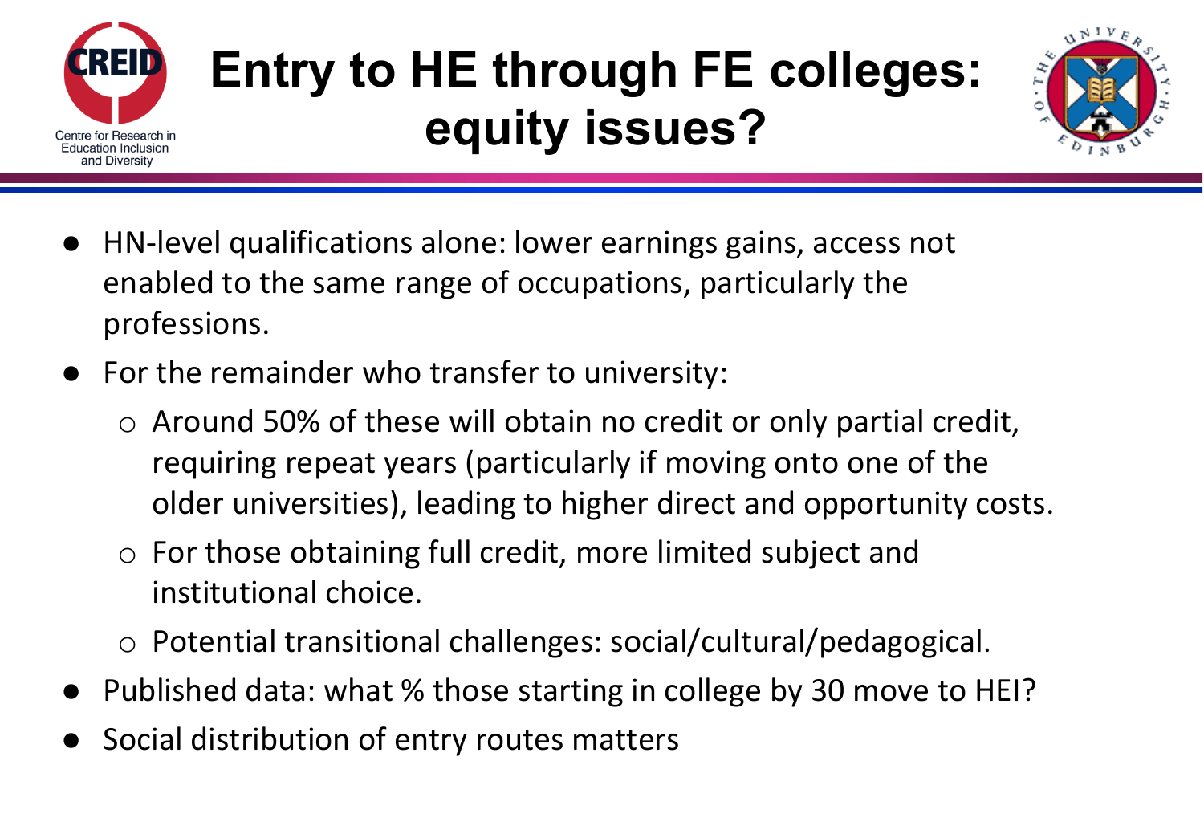# Entry to HE through FE colleges: equity issues?

- HN-level qualifications alone: lower earnings gains, access not enabled to the same range of occupations, particularly the professions.
- For the remainder who transfer to university:
  - Around 50% of these will obtain no credit or only partial credit, requiring repeat years (particularly if moving onto one of the older universities), leading to higher direct and opportunity costs.
  - For those obtaining full credit, more limited subject and institutional choice.
  - Potential transitional challenges: social/cultural/pedagogical.
- Published data: what % those starting in college by 30 move to HEI?
- Social distribution of entry routes matters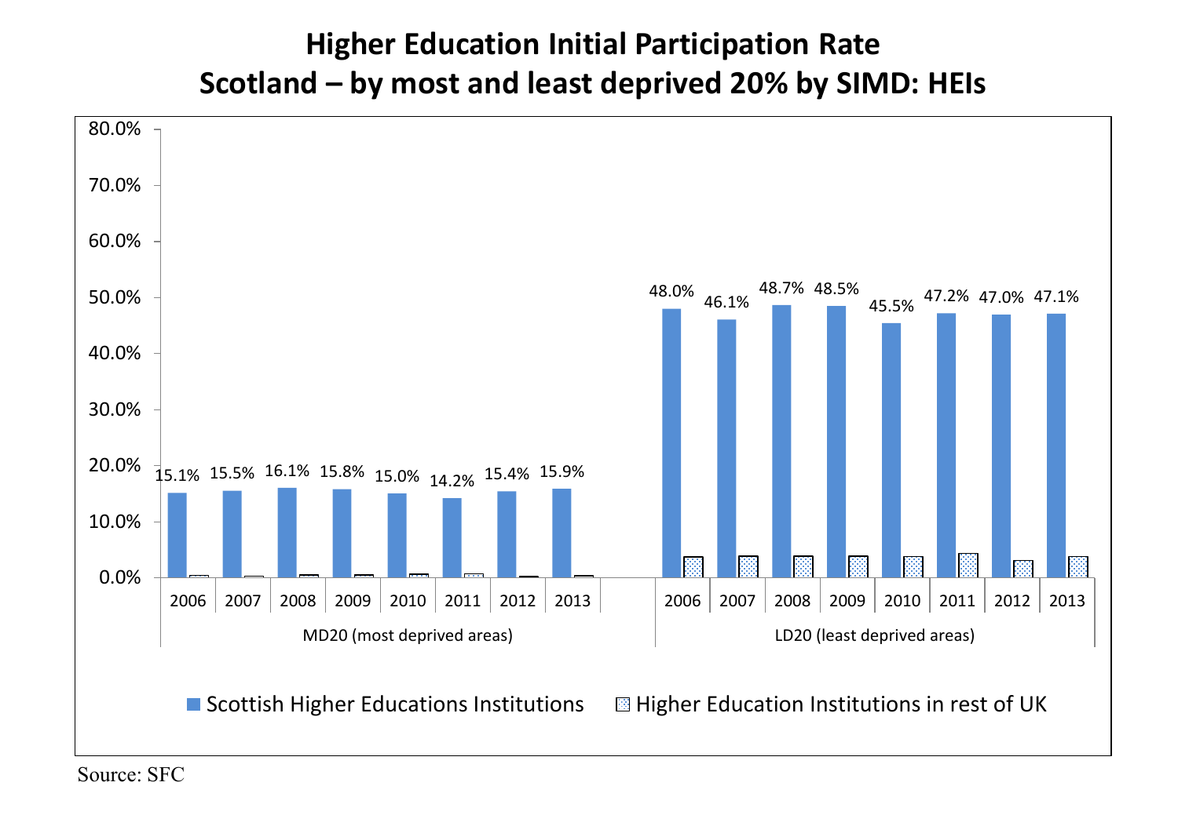# Higher Education Initial Participation Rate
# Scotland – by most and least deprived 20% by SIMD: HEIs

| | Year | Scottish Higher Educations Institutions | Higher Education Institutions in rest of UK |
|---|---|---|---|
| MD20 (most deprived areas) | 2006 | 15.1% | |
| | 2007 | 15.5% | |
| | 2008 | 16.1% | |
| | 2009 | 15.8% | |
| | 2010 | 15.0% | |
| | 2011 | 14.2% | |
| | 2012 | 15.4% | |
| | 2013 | 15.9% | |
| LD20 (least deprived areas) | 2006 | 48.0% | |
| | 2007 | 46.1% | |
| | 2008 | 48.7% | |
| | 2009 | 48.5% | |
| | 2010 | 45.5% | |
| | 2011 | 47.2% | |
| | 2012 | 47.0% | |
| | 2013 | 47.1% | |

Source: SFC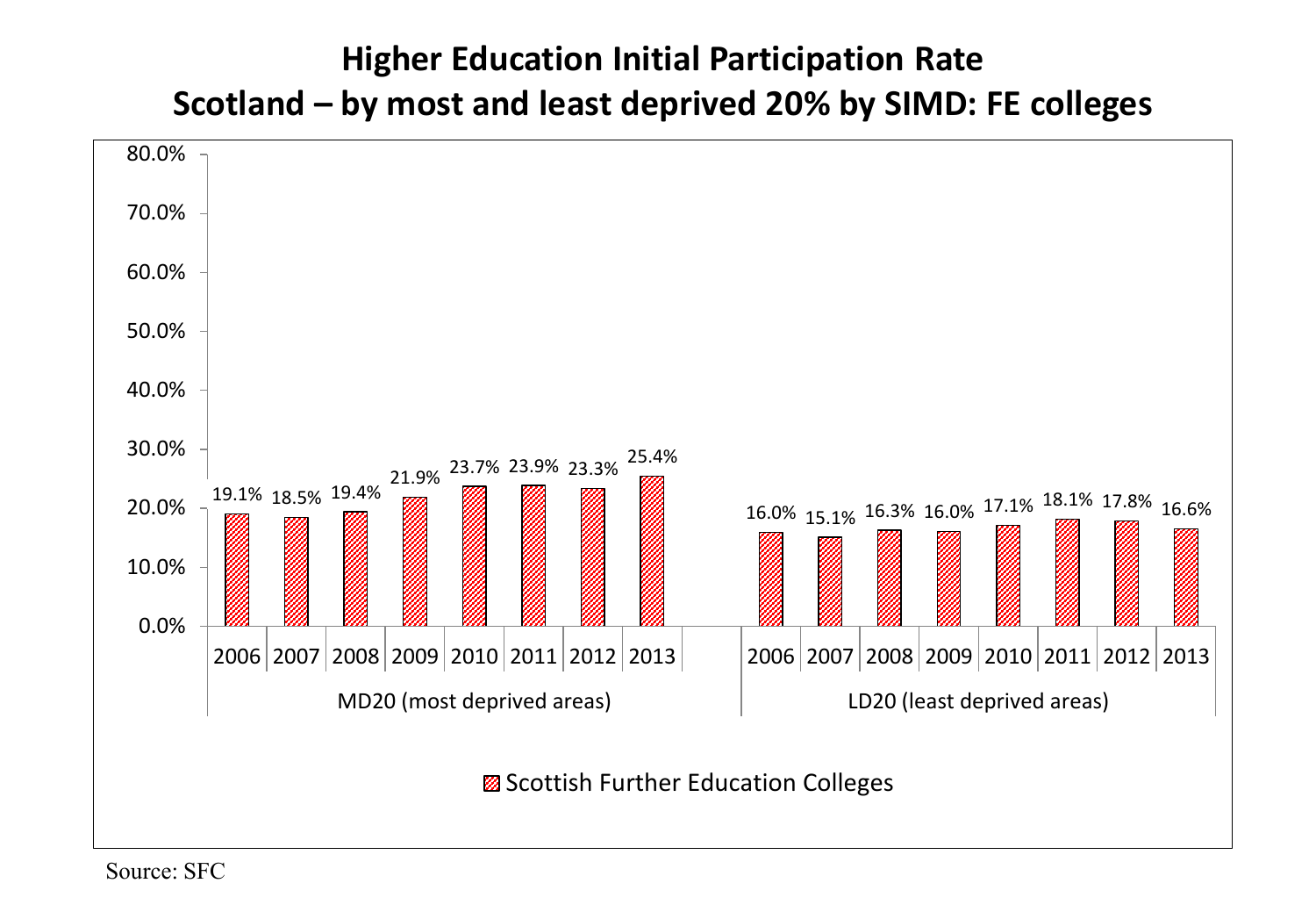## Higher Education Initial Participation Rate
## Scotland – by most and least deprived 20% by SIMD: FE colleges

| | 2006 | 2007 | 2008 | 2009 | 2010 | 2011 | 2012 | 2013 |
|---|---|---|---|---|---|---|---|---|
| MD20 (most deprived areas) | 19.1% | 18.5% | 19.4% | 21.9% | 23.7% | 23.9% | 23.3% | 25.4% |
| LD20 (least deprived areas) | 16.0% | 15.1% | 16.3% | 16.0% | 17.1% | 18.1% | 17.8% | 16.6% |

Scottish Further Education Colleges

Source: SFC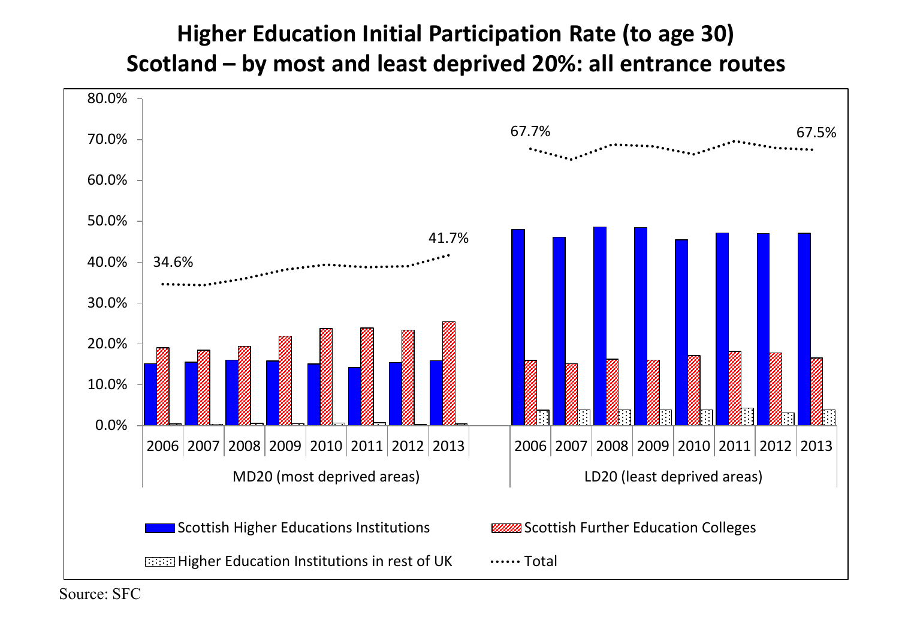# Higher Education Initial Participation Rate (to age 30)
# Scotland – by most and least deprived 20%: all entrance routes

80.0%
70.0%
60.0%
50.0%
40.0%
30.0%
20.0%
10.0%
0.0%

34.6%

41.7%

67.7%

67.5%

2006 2007 2008 2009 2010 2011 2012 2013

MD20 (most deprived areas)

2006 2007 2008 2009 2010 2011 2012 2013

LD20 (least deprived areas)

Scottish Higher Educations Institutions

Scottish Further Education Colleges

Higher Education Institutions in rest of UK

Total

Source: SFC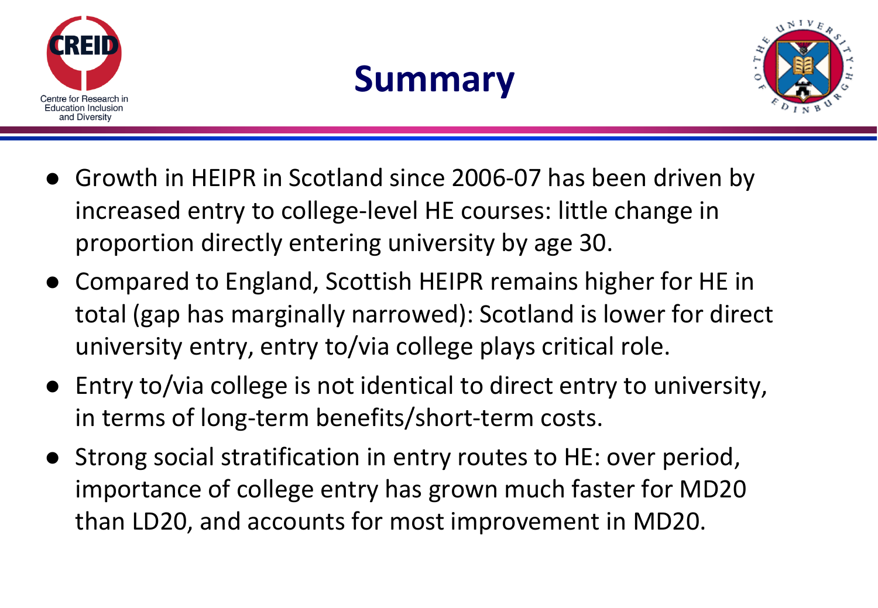# Summary

- Growth in HEIPR in Scotland since 2006-07 has been driven by increased entry to college-level HE courses: little change in proportion directly entering university by age 30.
- Compared to England, Scottish HEIPR remains higher for HE in total (gap has marginally narrowed): Scotland is lower for direct university entry, entry to/via college plays critical role.
- Entry to/via college is not identical to direct entry to university, in terms of long-term benefits/short-term costs.
- Strong social stratification in entry routes to HE: over period, importance of college entry has grown much faster for MD20 than LD20, and accounts for most improvement in MD20.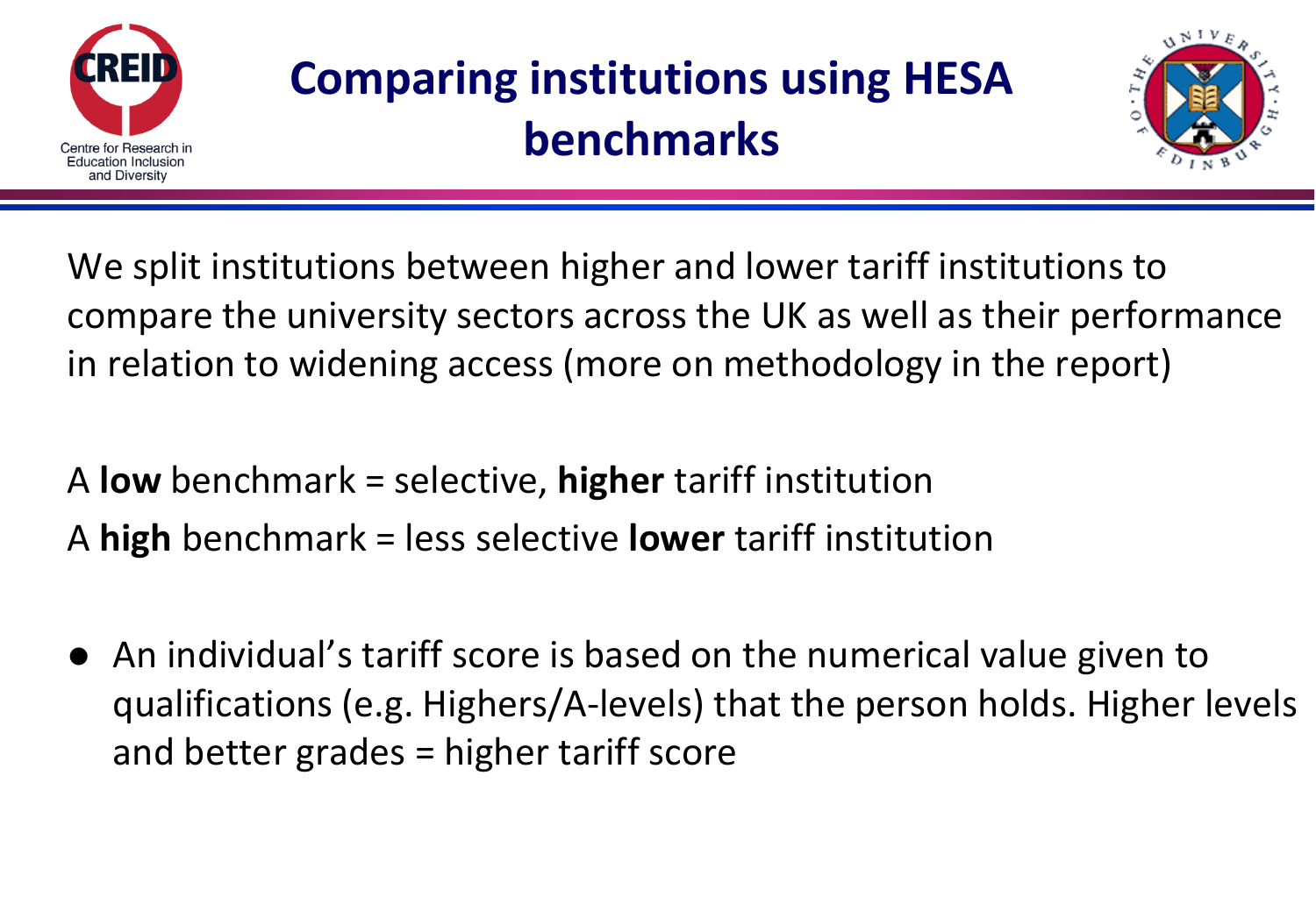# Comparing institutions using HESA benchmarks

We split institutions between higher and lower tariff institutions to compare the university sectors across the UK as well as their performance in relation to widening access (more on methodology in the report)

A **low** benchmark = selective, **higher** tariff institution

A **high** benchmark = less selective **lower** tariff institution

- An individual's tariff score is based on the numerical value given to qualifications (e.g. Highers/A-levels) that the person holds. Higher levels and better grades = higher tariff score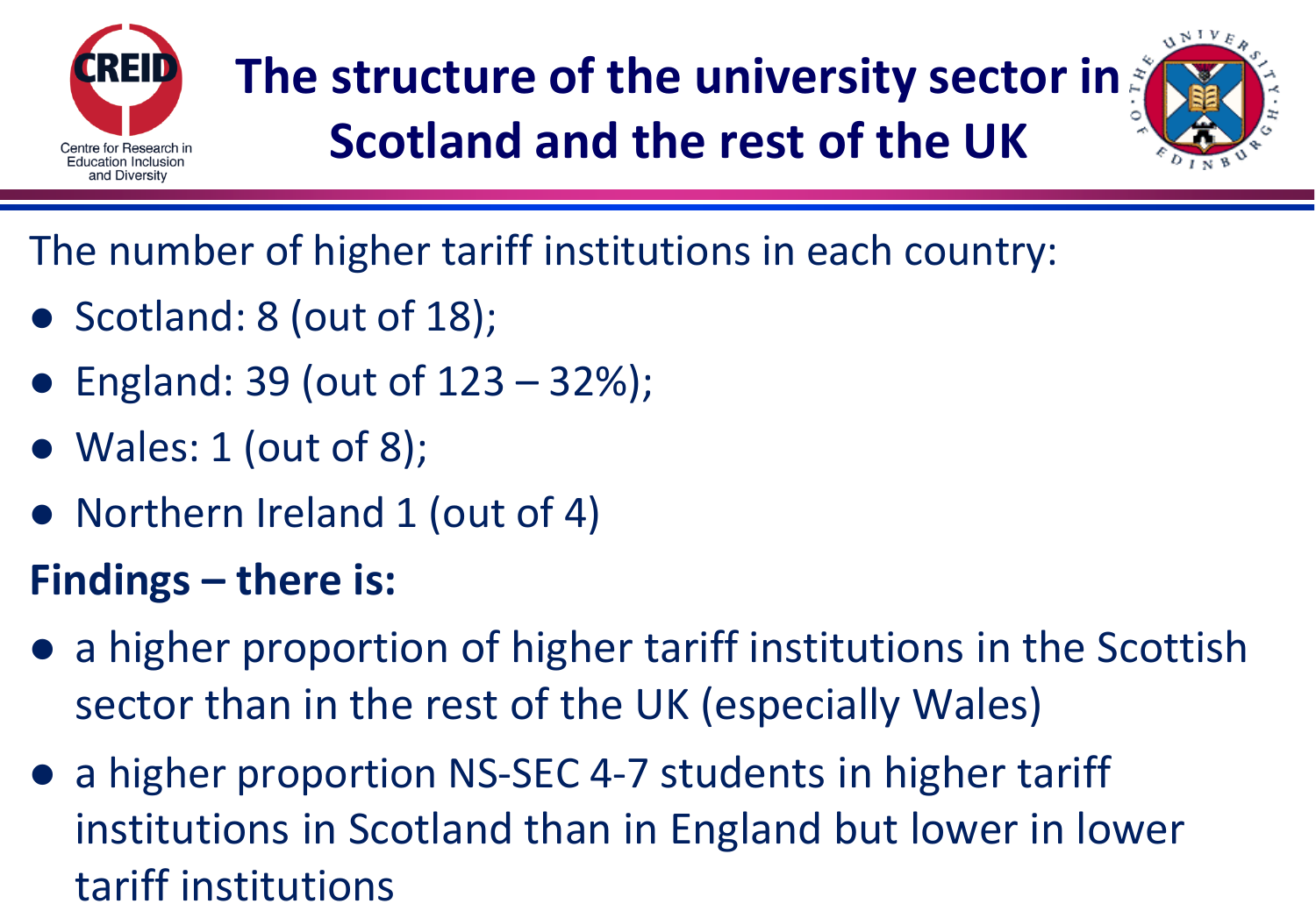# The structure of the university sector in Scotland and the rest of the UK

The number of higher tariff institutions in each country:

- Scotland: 8 (out of 18);
- England: 39 (out of 123 – 32%);
- Wales: 1 (out of 8);
- Northern Ireland 1 (out of 4)

**Findings – there is:**

- a higher proportion of higher tariff institutions in the Scottish sector than in the rest of the UK (especially Wales)
- a higher proportion NS-SEC 4-7 students in higher tariff institutions in Scotland than in England but lower in lower tariff institutions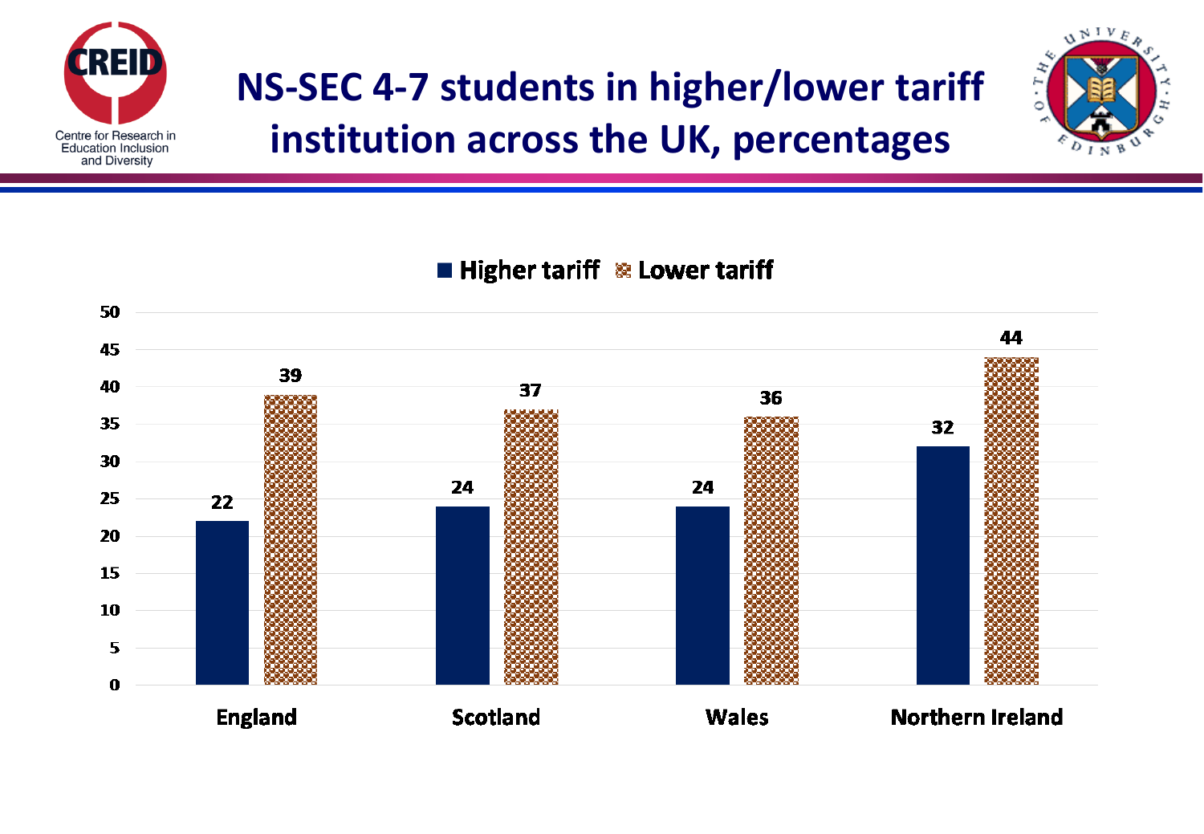# NS-SEC 4-7 students in higher/lower tariff institution across the UK, percentages

| | Higher tariff | Lower tariff |
|---|---|---|
| England | 22 | 39 |
| Scotland | 24 | 37 |
| Wales | 24 | 36 |
| Northern Ireland | 32 | 44 |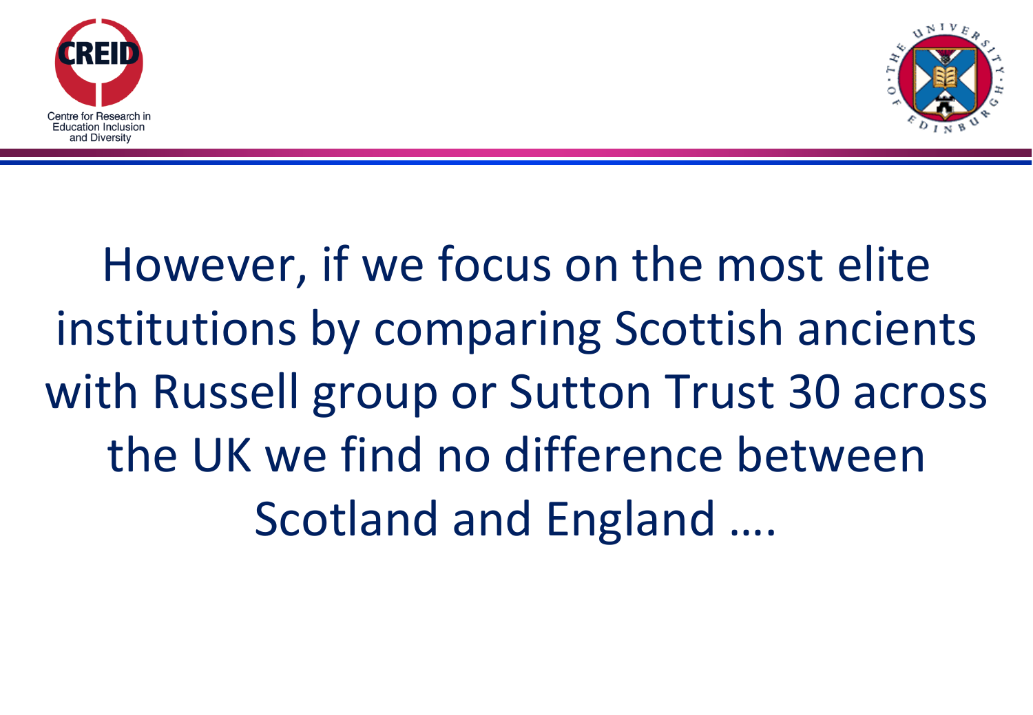However, if we focus on the most elite institutions by comparing Scottish ancients with Russell group or Sutton Trust 30 across the UK we find no difference between Scotland and England ….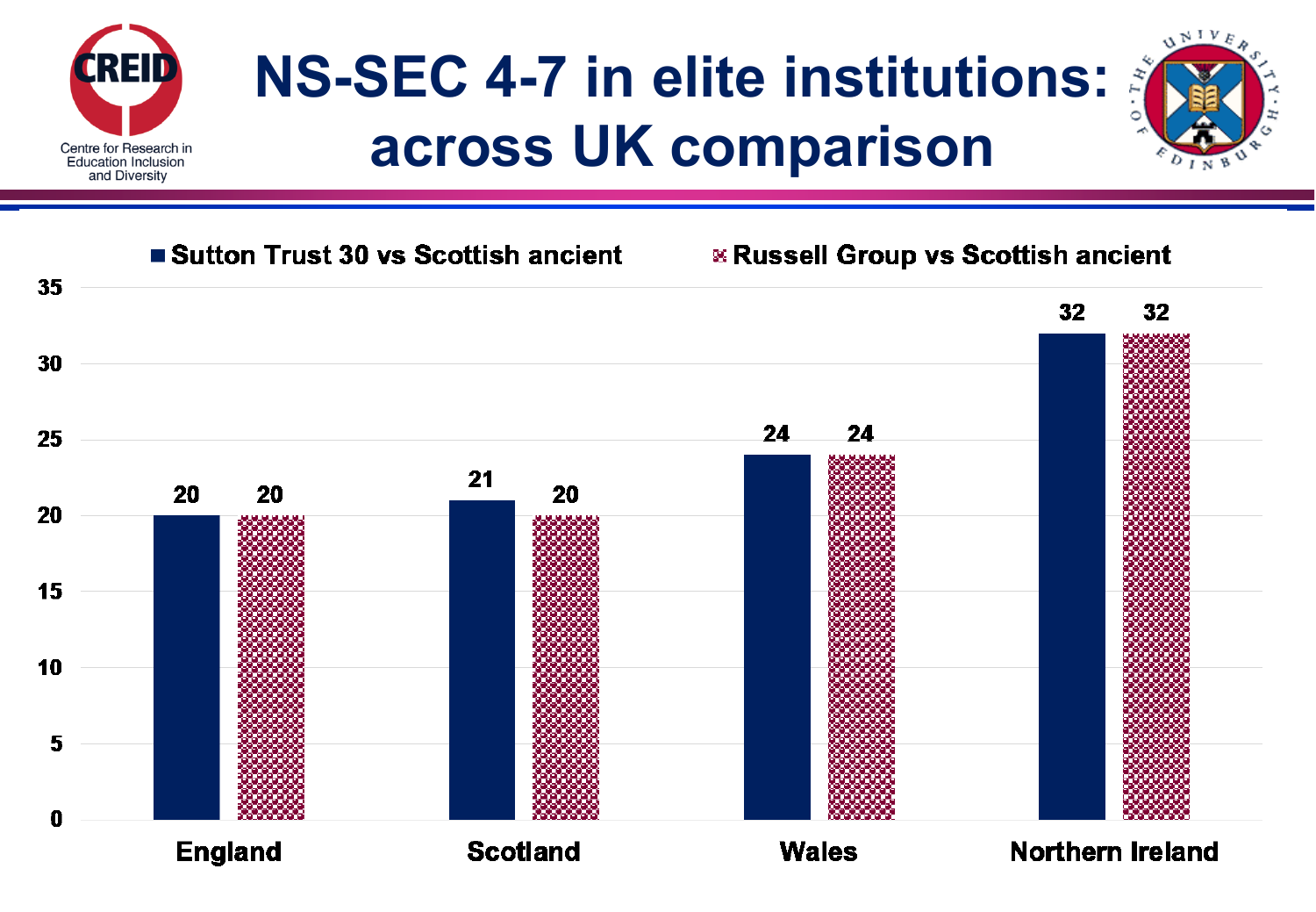# NS-SEC 4-7 in elite institutions: across UK comparison

| | Sutton Trust 30 vs Scottish ancient | Russell Group vs Scottish ancient |
|---|---|---|
| England | 20 | 20 |
| Scotland | 21 | 20 |
| Wales | 24 | 24 |
| Northern Ireland | 32 | 32 |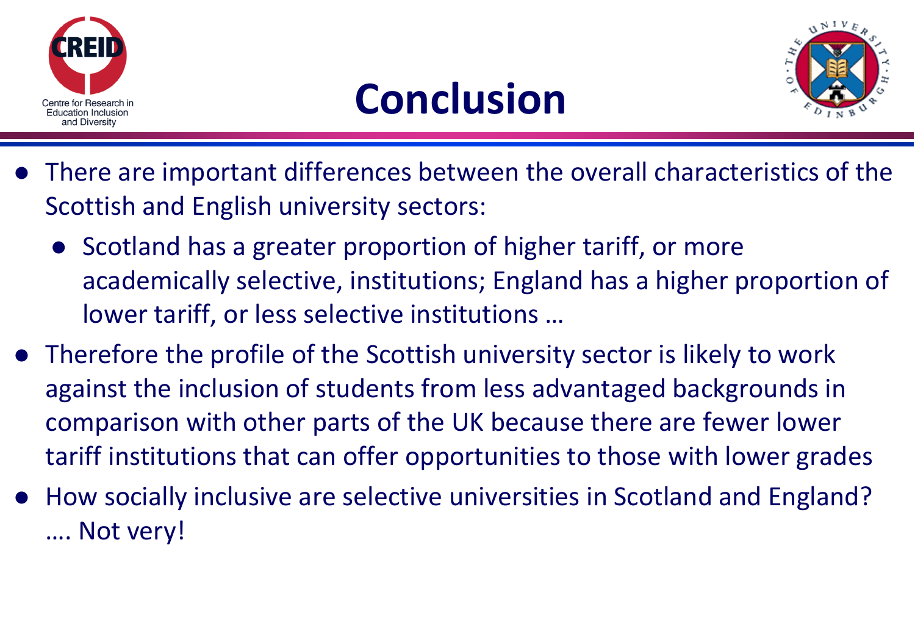# Conclusion

- There are important differences between the overall characteristics of the Scottish and English university sectors:
  - Scotland has a greater proportion of higher tariff, or more academically selective, institutions; England has a higher proportion of lower tariff, or less selective institutions …
- Therefore the profile of the Scottish university sector is likely to work against the inclusion of students from less advantaged backgrounds in comparison with other parts of the UK because there are fewer lower tariff institutions that can offer opportunities to those with lower grades
- How socially inclusive are selective universities in Scotland and England? …. Not very!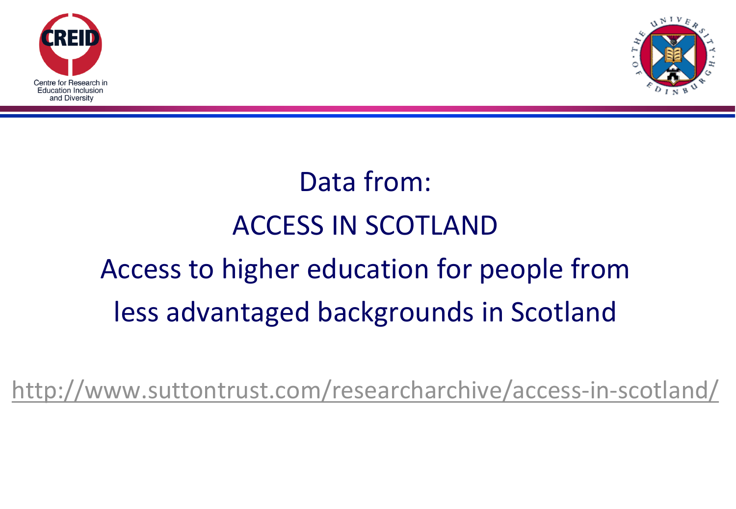Centre for Research in Education Inclusion and Diversity

Data from:

ACCESS IN SCOTLAND

Access to higher education for people from less advantaged backgrounds in Scotland

http://www.suttontrust.com/researcharchive/access-in-scotland/